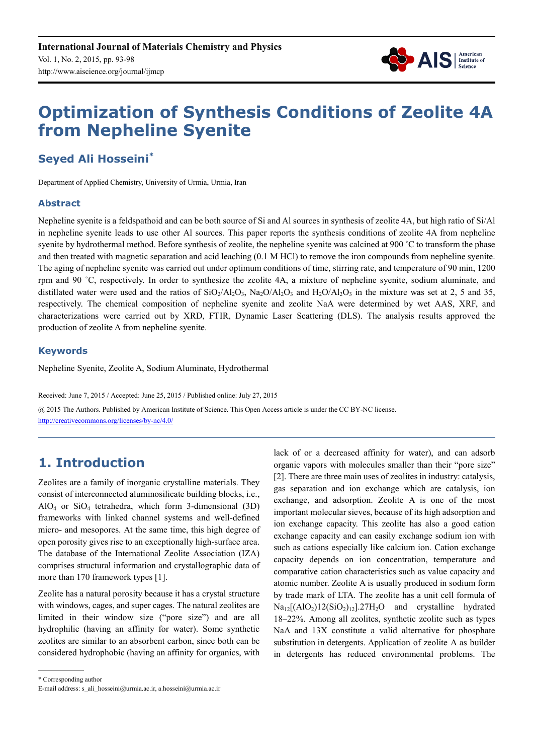# Optimization of Synthesis Conditions of Zeolite 4A from Nepheline Syenite

## Seyed Ali Hosseini*

Department of Applied Chemistry, University of Urmia, Urmia, Iran

### Abstract

Nepheline syenite is a feldspathoid and can be both source of Si and Al sources in synthesis of zeolite 4A, but high ratio of Si/Al in nepheline syenite leads to use other Al sources. This paper reports the synthesis conditions of zeolite 4A from nepheline syenite by hydrothermal method. Before synthesis of zeolite, the nepheline syenite was calcined at 900 ˚C to transform the phase and then treated with magnetic separation and acid leaching (0.1 M HCl) to remove the iron compounds from nepheline syenite. The aging of nepheline syenite was carried out under optimum conditions of time, stirring rate, and temperature of 90 min, 1200 rpm and 90 ˚C, respectively. In order to synthesize the zeolite 4A, a mixture of nepheline syenite, sodium aluminate, and distillated water were used and the ratios of $SiO_2/Al_2O_3$, $Na_2O/Al_2O_3$ and $H_2O/Al_2O_3$ in the mixture was set at 2, 5 and 35, respectively. The chemical composition of nepheline syenite and zeolite NaA were determined by wet AAS, XRF, and characterizations were carried out by XRD, FTIR, Dynamic Laser Scattering (DLS). The analysis results approved the production of zeolite A from nepheline syenite.

### Keywords

Nepheline Syenite, Zeolite A, Sodium Aluminate, Hydrothermal

Received: June 7, 2015 / Accepted: June 25, 2015 / Published online: July 27, 2015

@ 2015 The Authors. Published by American Institute of Science. This Open Access article is under the CC BY-NC license.
http://creativecommons.org/licenses/by-nc/4.0/

## 1. Introduction

Zeolites are a family of inorganic crystalline materials. They consist of interconnected aluminosilicate building blocks, i.e., $AlO_4$ or $SiO_4$ tetrahedra, which form 3-dimensional (3D) frameworks with linked channel systems and well-defined micro- and mesopores. At the same time, this high degree of open porosity gives rise to an exceptionally high-surface area. The database of the International Zeolite Association (IZA) comprises structural information and crystallographic data of more than 170 framework types [1].

Zeolite has a natural porosity because it has a crystal structure with windows, cages, and super cages. The natural zeolites are limited in their window size ("pore size") and are all hydrophilic (having an affinity for water). Some synthetic zeolites are similar to an absorbent carbon, since both can be considered hydrophobic (having an affinity for organics, with lack of or a decreased affinity for water), and can adsorb organic vapors with molecules smaller than their "pore size" [2]. There are three main uses of zeolites in industry: catalysis, gas separation and ion exchange which are catalysis, ion exchange, and adsorption. Zeolite A is one of the most important molecular sieves, because of its high adsorption and ion exchange capacity. This zeolite has also a good cation exchange capacity and can easily exchange sodium ion with such as cations especially like calcium ion. Cation exchange capacity depends on ion concentration, temperature and comparative cation characteristics such as value capacity and atomic number. Zeolite A is usually produced in sodium form by trade mark of LTA. The zeolite has a unit cell formula of $Na_{12}[(AlO_2)12(SiO_2)_{12}].27H_2O$ and crystalline hydrated 18–22%. Among all zeolites, synthetic zeolite such as types NaA and 13X constitute a valid alternative for phosphate substitution in detergents. Application of zeolite A as builder in detergents has reduced environmental problems. The

* Corresponding author
E-mail address: s_ali_hosseini@urmia.ac.ir, a.hosseini@urmia.ac.ir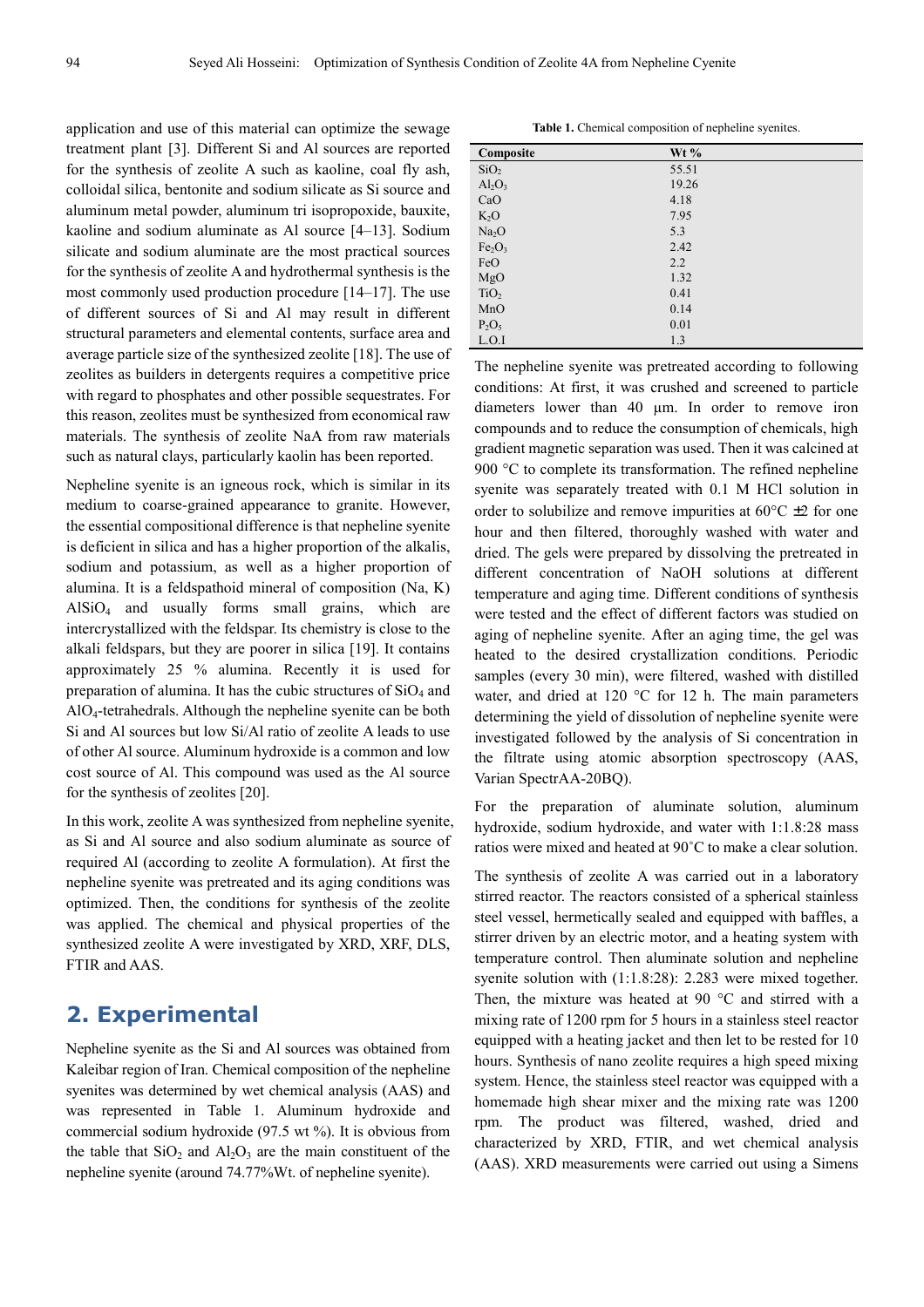application and use of this material can optimize the sewage treatment plant [3]. Different Si and Al sources are reported for the synthesis of zeolite A such as kaoline, coal fly ash, colloidal silica, bentonite and sodium silicate as Si source and aluminum metal powder, aluminum tri isopropoxide, bauxite, kaoline and sodium aluminate as Al source [4–13]. Sodium silicate and sodium aluminate are the most practical sources for the synthesis of zeolite A and hydrothermal synthesis is the most commonly used production procedure [14–17]. The use of different sources of Si and Al may result in different structural parameters and elemental contents, surface area and average particle size of the synthesized zeolite [18]. The use of zeolites as builders in detergents requires a competitive price with regard to phosphates and other possible sequestrates. For this reason, zeolites must be synthesized from economical raw materials. The synthesis of zeolite NaA from raw materials such as natural clays, particularly kaolin has been reported.

Nepheline syenite is an igneous rock, which is similar in its medium to coarse-grained appearance to granite. However, the essential compositional difference is that nepheline syenite is deficient in silica and has a higher proportion of the alkalis, sodium and potassium, as well as a higher proportion of alumina. It is a feldspathoid mineral of composition (Na, K) $AlSiO_4$ and usually forms small grains, which are intercrystallized with the feldspar. Its chemistry is close to the alkali feldspars, but they are poorer in silica [19]. It contains approximately 25 % alumina. Recently it is used for preparation of alumina. It has the cubic structures of $SiO_4$ and $AlO_4$-tetrahedrals. Although the nepheline syenite can be both Si and Al sources but low Si/Al ratio of zeolite A leads to use of other Al source. Aluminum hydroxide is a common and low cost source of Al. This compound was used as the Al source for the synthesis of zeolites [20].

In this work, zeolite A was synthesized from nepheline syenite, as Si and Al source and also sodium aluminate as source of required Al (according to zeolite A formulation). At first the nepheline syenite was pretreated and its aging conditions was optimized. Then, the conditions for synthesis of the zeolite was applied. The chemical and physical properties of the synthesized zeolite A were investigated by XRD, XRF, DLS, FTIR and AAS.

## 2. Experimental

Nepheline syenite as the Si and Al sources was obtained from Kaleibar region of Iran. Chemical composition of the nepheline syenites was determined by wet chemical analysis (AAS) and was represented in Table 1. Aluminum hydroxide and commercial sodium hydroxide (97.5 wt %). It is obvious from the table that $SiO_2$ and $Al_2O_3$ are the main constituent of the nepheline syenite (around 74.77%Wt. of nepheline syenite).

**Table 1.** Chemical composition of nepheline syenites.

| Composite | Wt % |
|---|---|
| $SiO_2$ | 55.51 |
| $Al_2O_3$ | 19.26 |
| CaO | 4.18 |
| $K_2O$ | 7.95 |
| $Na_2O$ | 5.3 |
| $Fe_2O_3$ | 2.42 |
| FeO | 2.2 |
| MgO | 1.32 |
| $TiO_2$ | 0.41 |
| MnO | 0.14 |
| $P_2O_5$ | 0.01 |
| L.O.I | 1.3 |

The nepheline syenite was pretreated according to following conditions: At first, it was crushed and screened to particle diameters lower than 40 µm. In order to remove iron compounds and to reduce the consumption of chemicals, high gradient magnetic separation was used. Then it was calcined at 900 °C to complete its transformation. The refined nepheline syenite was separately treated with 0.1 M HCl solution in order to solubilize and remove impurities at 60°C ±2 for one hour and then filtered, thoroughly washed with water and dried. The gels were prepared by dissolving the pretreated in different concentration of NaOH solutions at different temperature and aging time. Different conditions of synthesis were tested and the effect of different factors was studied on aging of nepheline syenite. After an aging time, the gel was heated to the desired crystallization conditions. Periodic samples (every 30 min), were filtered, washed with distilled water, and dried at 120 °C for 12 h. The main parameters determining the yield of dissolution of nepheline syenite were investigated followed by the analysis of Si concentration in the filtrate using atomic absorption spectroscopy (AAS, Varian SpectrAA-20BQ).

For the preparation of aluminate solution, aluminum hydroxide, sodium hydroxide, and water with 1:1.8:28 mass ratios were mixed and heated at 90˚C to make a clear solution.

The synthesis of zeolite A was carried out in a laboratory stirred reactor. The reactors consisted of a spherical stainless steel vessel, hermetically sealed and equipped with baffles, a stirrer driven by an electric motor, and a heating system with temperature control. Then aluminate solution and nepheline syenite solution with (1:1.8:28): 2.283 were mixed together. Then, the mixture was heated at 90 °C and stirred with a mixing rate of 1200 rpm for 5 hours in a stainless steel reactor equipped with a heating jacket and then let to be rested for 10 hours. Synthesis of nano zeolite requires a high speed mixing system. Hence, the stainless steel reactor was equipped with a homemade high shear mixer and the mixing rate was 1200 rpm. The product was filtered, washed, dried and characterized by XRD, FTIR, and wet chemical analysis (AAS). XRD measurements were carried out using a Simens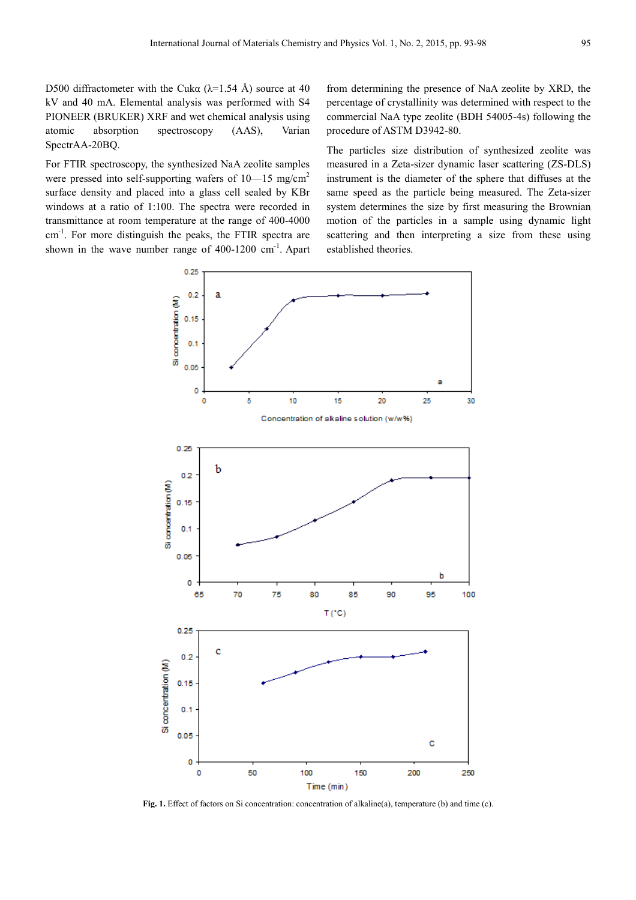D500 diffractometer with the Cuk$\alpha$ ($\lambda$=1.54 Å) source at 40 kV and 40 mA. Elemental analysis was performed with S4 PIONEER (BRUKER) XRF and wet chemical analysis using atomic absorption spectroscopy (AAS), Varian SpectrAA-20BQ.

For FTIR spectroscopy, the synthesized NaA zeolite samples were pressed into self-supporting wafers of 10—15 mg/cm$^2$ surface density and placed into a glass cell sealed by KBr windows at a ratio of 1:100. The spectra were recorded in transmittance at room temperature at the range of 400-4000 cm$^{-1}$. For more distinguish the peaks, the FTIR spectra are shown in the wave number range of 400-1200 cm$^{-1}$. Apart from determining the presence of NaA zeolite by XRD, the percentage of crystallinity was determined with respect to the commercial NaA type zeolite (BDH 54005-4s) following the procedure of ASTM D3942-80.

The particles size distribution of synthesized zeolite was measured in a Zeta-sizer dynamic laser scattering (ZS-DLS) instrument is the diameter of the sphere that diffuses at the same speed as the particle being measured. The Zeta-sizer system determines the size by first measuring the Brownian motion of the particles in a sample using dynamic light scattering and then interpreting a size from these using established theories.

**Fig. 1.** Effect of factors on Si concentration: concentration of alkaline(a), temperature (b) and time (c).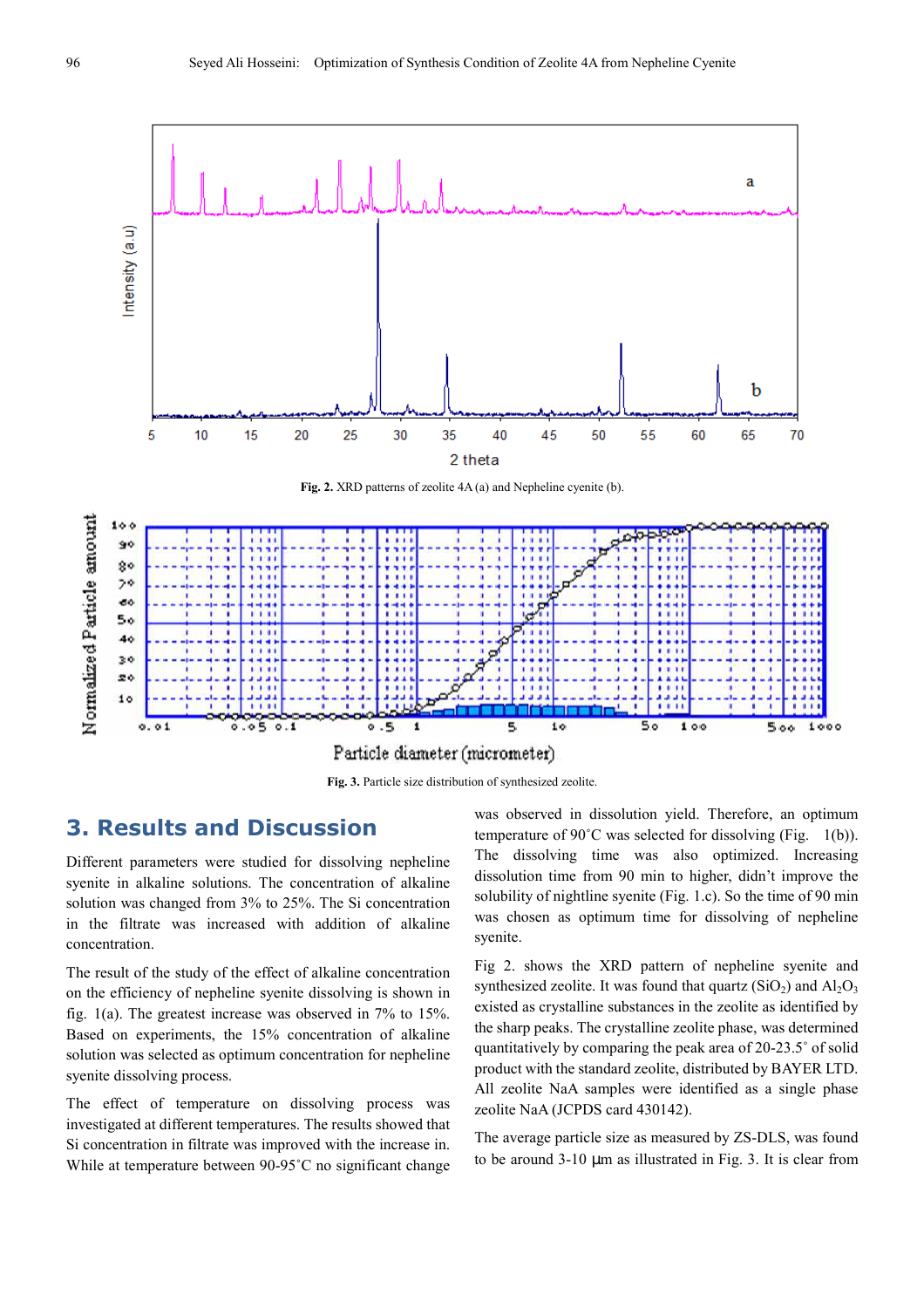Intensity (a.u)

a

b

5 10 15 20 25 30 35 40 45 50 55 60 65 70

2 theta

**Fig. 2.** XRD patterns of zeolite 4A (a) and Nepheline cyenite (b).

Normalized Particle amount

100 90 80 70 60 50 40 30 20 10

0.01 0.05 0.1 0.5 1 5 10 50 100 500 1000

Particle diameter (micrometer)

**Fig. 3.** Particle size distribution of synthesized zeolite.

## 3. Results and Discussion

Different parameters were studied for dissolving nepheline syenite in alkaline solutions. The concentration of alkaline solution was changed from 3% to 25%. The Si concentration in the filtrate was increased with addition of alkaline concentration.

The result of the study of the effect of alkaline concentration on the efficiency of nepheline syenite dissolving is shown in fig. 1(a). The greatest increase was observed in 7% to 15%. Based on experiments, the 15% concentration of alkaline solution was selected as optimum concentration for nepheline syenite dissolving process.

The effect of temperature on dissolving process was investigated at different temperatures. The results showed that Si concentration in filtrate was improved with the increase in. While at temperature between 90-95˚C no significant change was observed in dissolution yield. Therefore, an optimum temperature of 90˚C was selected for dissolving (Fig. 1(b)). The dissolving time was also optimized. Increasing dissolution time from 90 min to higher, didn't improve the solubility of nightline syenite (Fig. 1.c). So the time of 90 min was chosen as optimum time for dissolving of nepheline syenite.

Fig 2. shows the XRD pattern of nepheline syenite and synthesized zeolite. It was found that quartz ($SiO_2$) and $Al_2O_3$ existed as crystalline substances in the zeolite as identified by the sharp peaks. The crystalline zeolite phase, was determined quantitatively by comparing the peak area of 20-23.5˚ of solid product with the standard zeolite, distributed by BAYER LTD. All zeolite NaA samples were identified as a single phase zeolite NaA (JCPDS card 430142).

The average particle size as measured by ZS-DLS, was found to be around 3-10 μm as illustrated in Fig. 3. It is clear from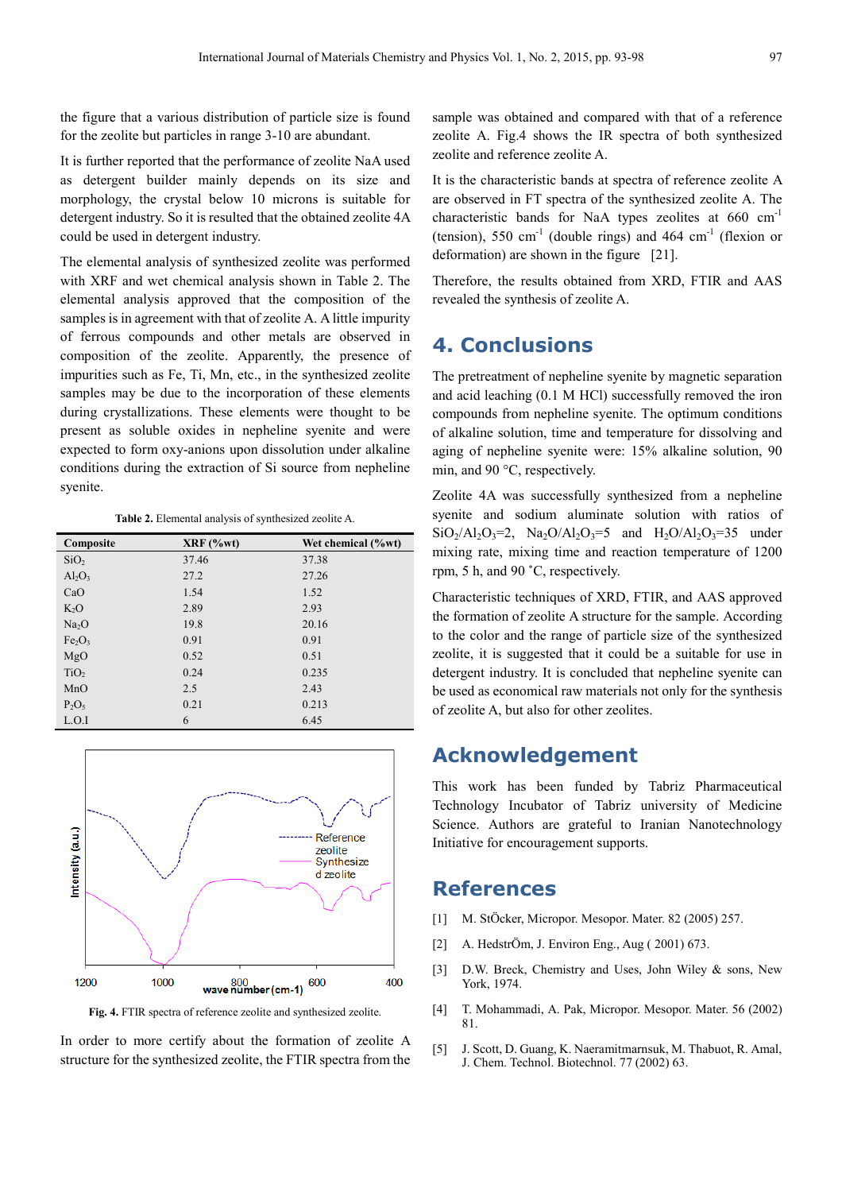the figure that a various distribution of particle size is found for the zeolite but particles in range 3-10 are abundant.

It is further reported that the performance of zeolite NaA used as detergent builder mainly depends on its size and morphology, the crystal below 10 microns is suitable for detergent industry. So it is resulted that the obtained zeolite 4A could be used in detergent industry.

The elemental analysis of synthesized zeolite was performed with XRF and wet chemical analysis shown in Table 2. The elemental analysis approved that the composition of the samples is in agreement with that of zeolite A. A little impurity of ferrous compounds and other metals are observed in composition of the zeolite. Apparently, the presence of impurities such as Fe, Ti, Mn, etc., in the synthesized zeolite samples may be due to the incorporation of these elements during crystallizations. These elements were thought to be present as soluble oxides in nepheline syenite and were expected to form oxy-anions upon dissolution under alkaline conditions during the extraction of Si source from nepheline syenite.

**Table 2.** Elemental analysis of synthesized zeolite A.

| Composite | XRF (%wt) | Wet chemical (%wt) |
|---|---|---|
| $SiO_2$ | 37.46 | 37.38 |
| $Al_2O_3$ | 27.2 | 27.26 |
| CaO | 1.54 | 1.52 |
| $K_2O$ | 2.89 | 2.93 |
| $Na_2O$ | 19.8 | 20.16 |
| $Fe_2O_3$ | 0.91 | 0.91 |
| MgO | 0.52 | 0.51 |
| $TiO_2$ | 0.24 | 0.235 |
| MnO | 2.5 | 2.43 |
| $P_2O_5$ | 0.21 | 0.213 |
| L.O.I | 6 | 6.45 |

**Fig. 4.** FTIR spectra of reference zeolite and synthesized zeolite.

In order to more certify about the formation of zeolite A structure for the synthesized zeolite, the FTIR spectra from the sample was obtained and compared with that of a reference zeolite A. Fig.4 shows the IR spectra of both synthesized zeolite and reference zeolite A.

It is the characteristic bands at spectra of reference zeolite A are observed in FT spectra of the synthesized zeolite A. The characteristic bands for NaA types zeolites at 660 $cm^{-1}$ (tension), 550 $cm^{-1}$ (double rings) and 464 $cm^{-1}$ (flexion or deformation) are shown in the figure [21].

Therefore, the results obtained from XRD, FTIR and AAS revealed the synthesis of zeolite A.

## 4. Conclusions

The pretreatment of nepheline syenite by magnetic separation and acid leaching (0.1 M HCl) successfully removed the iron compounds from nepheline syenite. The optimum conditions of alkaline solution, time and temperature for dissolving and aging of nepheline syenite were: 15% alkaline solution, 90 min, and 90 °C, respectively.

Zeolite 4A was successfully synthesized from a nepheline syenite and sodium aluminate solution with ratios of $SiO_2/Al_2O_3=2$, $Na_2O/Al_2O_3=5$ and $H_2O/Al_2O_3=35$ under mixing rate, mixing time and reaction temperature of 1200 rpm, 5 h, and 90 ˚C, respectively.

Characteristic techniques of XRD, FTIR, and AAS approved the formation of zeolite A structure for the sample. According to the color and the range of particle size of the synthesized zeolite, it is suggested that it could be a suitable for use in detergent industry. It is concluded that nepheline syenite can be used as economical raw materials not only for the synthesis of zeolite A, but also for other zeolites.

## Acknowledgement

This work has been funded by Tabriz Pharmaceutical Technology Incubator of Tabriz university of Medicine Science. Authors are grateful to Iranian Nanotechnology Initiative for encouragement supports.

## References

[1] M. StÖcker, Micropor. Mesopor. Mater. 82 (2005) 257.

[2] A. HedstrÖm, J. Environ Eng., Aug ( 2001) 673.

[3] D.W. Breck, Chemistry and Uses, John Wiley & sons, New York, 1974.

[4] T. Mohammadi, A. Pak, Micropor. Mesopor. Mater. 56 (2002) 81.

[5] J. Scott, D. Guang, K. Naeramitmarnsuk, M. Thabuot, R. Amal, J. Chem. Technol. Biotechnol. 77 (2002) 63.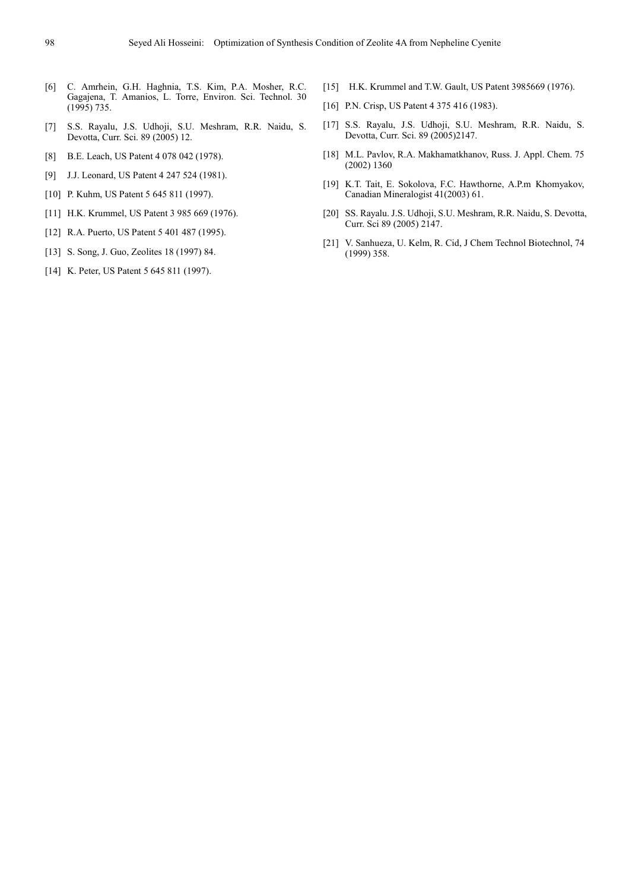[6] C. Amrhein, G.H. Haghnia, T.S. Kim, P.A. Mosher, R.C. Gagajena, T. Amanios, L. Torre, Environ. Sci. Technol. 30 (1995) 735.

[7] S.S. Rayalu, J.S. Udhoji, S.U. Meshram, R.R. Naidu, S. Devotta, Curr. Sci. 89 (2005) 12.

[8] B.E. Leach, US Patent 4 078 042 (1978).

[9] J.J. Leonard, US Patent 4 247 524 (1981).

[10] P. Kuhm, US Patent 5 645 811 (1997).

[11] H.K. Krummel, US Patent 3 985 669 (1976).

[12] R.A. Puerto, US Patent 5 401 487 (1995).

[13] S. Song, J. Guo, Zeolites 18 (1997) 84.

[14] K. Peter, US Patent 5 645 811 (1997).

[15] H.K. Krummel and T.W. Gault, US Patent 3985669 (1976).

[16] P.N. Crisp, US Patent 4 375 416 (1983).

[17] S.S. Rayalu, J.S. Udhoji, S.U. Meshram, R.R. Naidu, S. Devotta, Curr. Sci. 89 (2005)2147.

[18] M.L. Pavlov, R.A. Makhamatkhanov, Russ. J. Appl. Chem. 75 (2002) 1360

[19] K.T. Tait, E. Sokolova, F.C. Hawthorne, A.P.m Khomyakov, Canadian Mineralogist 41(2003) 61.

[20] SS. Rayalu. J.S. Udhoji, S.U. Meshram, R.R. Naidu, S. Devotta, Curr. Sci 89 (2005) 2147.

[21] V. Sanhueza, U. Kelm, R. Cid, J Chem Technol Biotechnol, 74 (1999) 358.